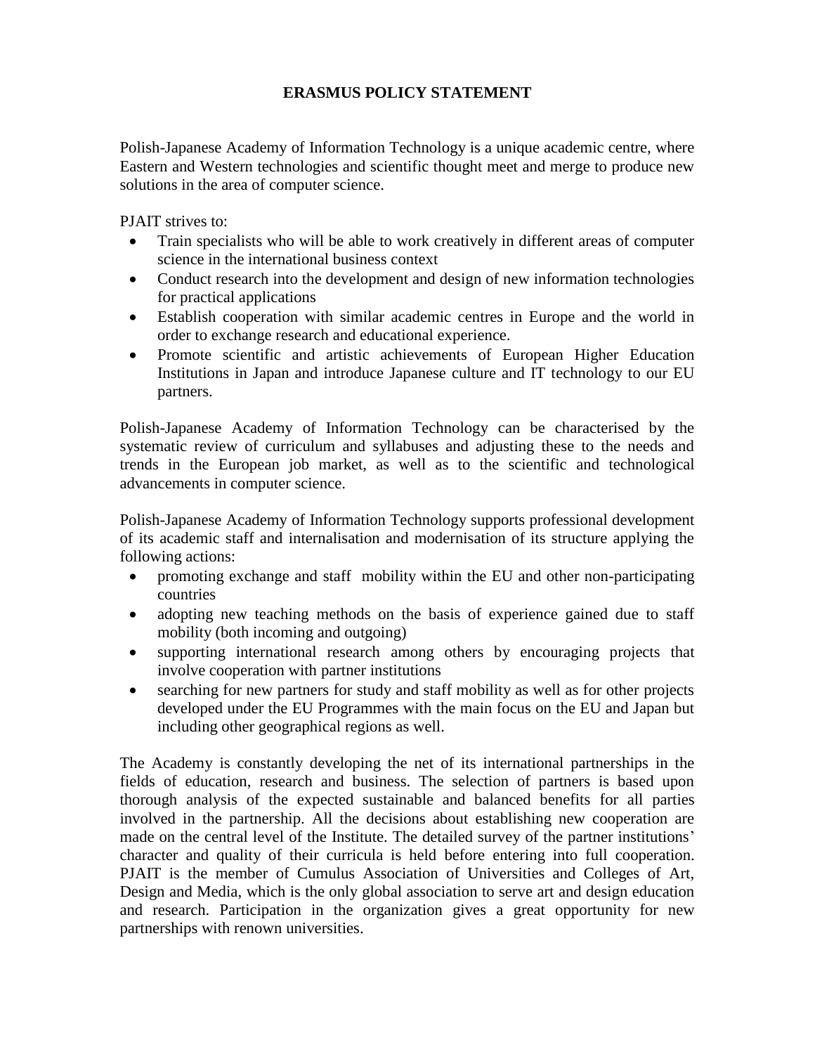# ERASMUS POLICY STATEMENT

Polish-Japanese Academy of Information Technology is a unique academic centre, where Eastern and Western technologies and scientific thought meet and merge to produce new solutions in the area of computer science.

PJAIT strives to:

- Train specialists who will be able to work creatively in different areas of computer science in the international business context
- Conduct research into the development and design of new information technologies for practical applications
- Establish cooperation with similar academic centres in Europe and the world in order to exchange research and educational experience.
- Promote scientific and artistic achievements of European Higher Education Institutions in Japan and introduce Japanese culture and IT technology to our EU partners.

Polish-Japanese Academy of Information Technology can be characterised by the systematic review of curriculum and syllabuses and adjusting these to the needs and trends in the European job market, as well as to the scientific and technological advancements in computer science.

Polish-Japanese Academy of Information Technology supports professional development of its academic staff and internalisation and modernisation of its structure applying the following actions:

- promoting exchange and staff mobility within the EU and other non-participating countries
- adopting new teaching methods on the basis of experience gained due to staff mobility (both incoming and outgoing)
- supporting international research among others by encouraging projects that involve cooperation with partner institutions
- searching for new partners for study and staff mobility as well as for other projects developed under the EU Programmes with the main focus on the EU and Japan but including other geographical regions as well.

The Academy is constantly developing the net of its international partnerships in the fields of education, research and business. The selection of partners is based upon thorough analysis of the expected sustainable and balanced benefits for all parties involved in the partnership. All the decisions about establishing new cooperation are made on the central level of the Institute. The detailed survey of the partner institutions' character and quality of their curricula is held before entering into full cooperation. PJAIT is the member of Cumulus Association of Universities and Colleges of Art, Design and Media, which is the only global association to serve art and design education and research. Participation in the organization gives a great opportunity for new partnerships with renown universities.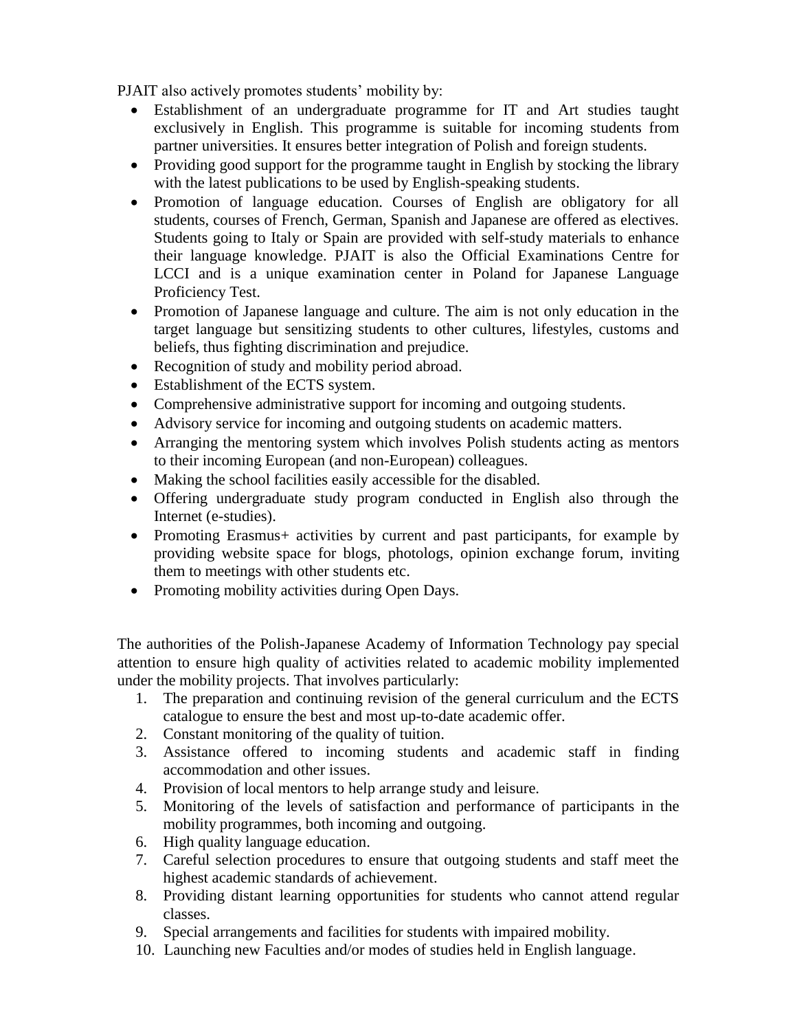PJAIT also actively promotes students' mobility by:

- Establishment of an undergraduate programme for IT and Art studies taught exclusively in English. This programme is suitable for incoming students from partner universities. It ensures better integration of Polish and foreign students.
- Providing good support for the programme taught in English by stocking the library with the latest publications to be used by English-speaking students.
- Promotion of language education. Courses of English are obligatory for all students, courses of French, German, Spanish and Japanese are offered as electives. Students going to Italy or Spain are provided with self-study materials to enhance their language knowledge. PJAIT is also the Official Examinations Centre for LCCI and is a unique examination center in Poland for Japanese Language Proficiency Test.
- Promotion of Japanese language and culture. The aim is not only education in the target language but sensitizing students to other cultures, lifestyles, customs and beliefs, thus fighting discrimination and prejudice.
- Recognition of study and mobility period abroad.
- Establishment of the ECTS system.
- Comprehensive administrative support for incoming and outgoing students.
- Advisory service for incoming and outgoing students on academic matters.
- Arranging the mentoring system which involves Polish students acting as mentors to their incoming European (and non-European) colleagues.
- Making the school facilities easily accessible for the disabled.
- Offering undergraduate study program conducted in English also through the Internet (e-studies).
- Promoting Erasmus+ activities by current and past participants, for example by providing website space for blogs, photologs, opinion exchange forum, inviting them to meetings with other students etc.
- Promoting mobility activities during Open Days.

The authorities of the Polish-Japanese Academy of Information Technology pay special attention to ensure high quality of activities related to academic mobility implemented under the mobility projects. That involves particularly:

1. The preparation and continuing revision of the general curriculum and the ECTS catalogue to ensure the best and most up-to-date academic offer.
2. Constant monitoring of the quality of tuition.
3. Assistance offered to incoming students and academic staff in finding accommodation and other issues.
4. Provision of local mentors to help arrange study and leisure.
5. Monitoring of the levels of satisfaction and performance of participants in the mobility programmes, both incoming and outgoing.
6. High quality language education.
7. Careful selection procedures to ensure that outgoing students and staff meet the highest academic standards of achievement.
8. Providing distant learning opportunities for students who cannot attend regular classes.
9. Special arrangements and facilities for students with impaired mobility.
10. Launching new Faculties and/or modes of studies held in English language.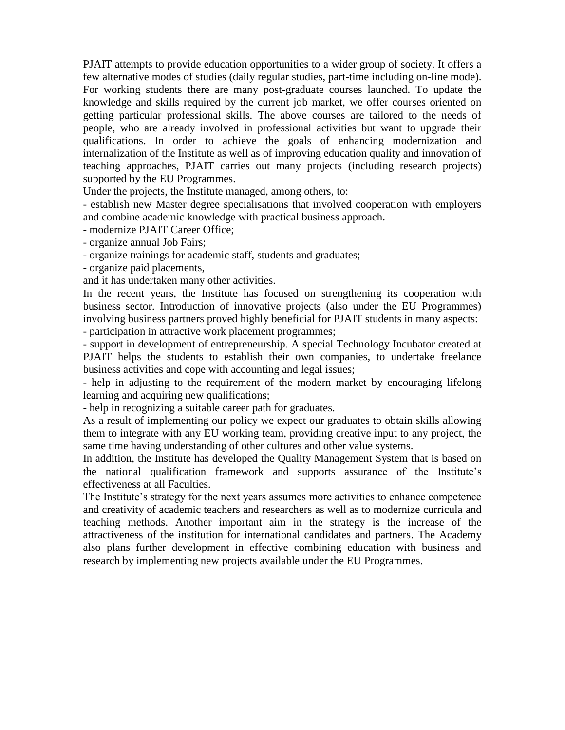PJAIT attempts to provide education opportunities to a wider group of society. It offers a few alternative modes of studies (daily regular studies, part-time including on-line mode). For working students there are many post-graduate courses launched. To update the knowledge and skills required by the current job market, we offer courses oriented on getting particular professional skills. The above courses are tailored to the needs of people, who are already involved in professional activities but want to upgrade their qualifications. In order to achieve the goals of enhancing modernization and internalization of the Institute as well as of improving education quality and innovation of teaching approaches, PJAIT carries out many projects (including research projects) supported by the EU Programmes.

Under the projects, the Institute managed, among others, to:

- establish new Master degree specialisations that involved cooperation with employers and combine academic knowledge with practical business approach.
- modernize PJAIT Career Office;
- organize annual Job Fairs;
- organize trainings for academic staff, students and graduates;
- organize paid placements,

and it has undertaken many other activities.

In the recent years, the Institute has focused on strengthening its cooperation with business sector. Introduction of innovative projects (also under the EU Programmes) involving business partners proved highly beneficial for PJAIT students in many aspects:

- participation in attractive work placement programmes;
- support in development of entrepreneurship. A special Technology Incubator created at PJAIT helps the students to establish their own companies, to undertake freelance business activities and cope with accounting and legal issues;
- help in adjusting to the requirement of the modern market by encouraging lifelong learning and acquiring new qualifications;
- help in recognizing a suitable career path for graduates.

As a result of implementing our policy we expect our graduates to obtain skills allowing them to integrate with any EU working team, providing creative input to any project, the same time having understanding of other cultures and other value systems.

In addition, the Institute has developed the Quality Management System that is based on the national qualification framework and supports assurance of the Institute's effectiveness at all Faculties.

The Institute's strategy for the next years assumes more activities to enhance competence and creativity of academic teachers and researchers as well as to modernize curricula and teaching methods. Another important aim in the strategy is the increase of the attractiveness of the institution for international candidates and partners. The Academy also plans further development in effective combining education with business and research by implementing new projects available under the EU Programmes.